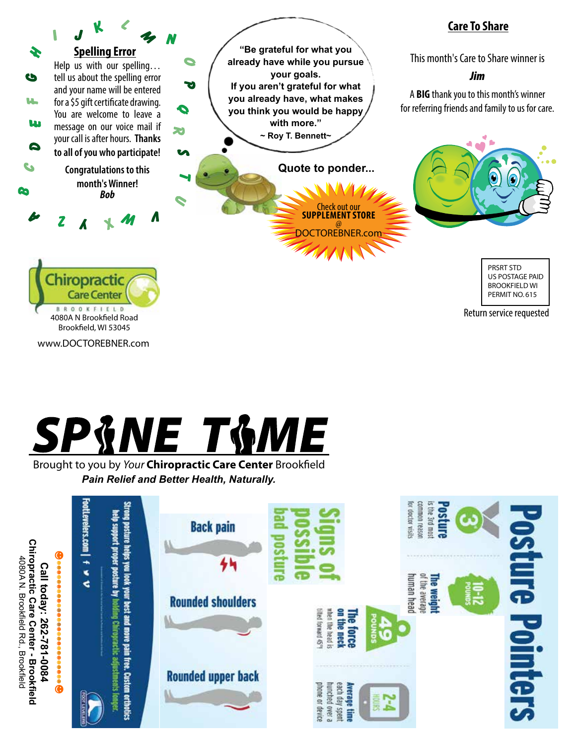## Spelling Error

Help us with our spelling… tell us about the spelling error and your name will be entered for a $5 gift certificate drawing. You are welcome to leave a message on our voice mail if your call is after hours. **Thanks to all of you who participate!**

**Congratulations to this month's Winner!**
***Bob***

"Be grateful for what you already have while you pursue your goals. If you aren't grateful for what you already have, what makes you think you would be happy with more."
~ Roy T. Bennett~

**Quote to ponder...**

Check out our **SUPPLEMENT STORE** @ DOCTOREBNER.com

## Care To Share

This month's Care to Share winner is

***Jim***

A **BIG** thank you to this month's winner for referring friends and family to us for care.

Chiropractic Care Center
BROOKFIELD
4080A N Brookfield Road
Brookfield, WI 53045

www.DOCTOREBNER.com

PRSRT STD
US POSTAGE PAID
BROOKFIELD WI
PERMIT NO. 615

Return service requested

# SPINE TIME

Brought to you by *Your* **Chiropractic Care Center** Brookfield

***Pain Relief and Better Health, Naturally.***

**Chiropractic Care Center - Brookfield**
4080A N. Brookfield Rd., Brookfield
**Call today: 262-781-0084**

FootLevelers.com

Strong posture helps you look your best and move pain free. Custom orthotics help support proper posture by holding Chiropractic adjustments longer.

## Signs of possible bad posture

- Back pain
- Rounded shoulders
- Rounded upper back

## Posture Pointers

- **3rd** — **Posture** is the 3rd most common reason for doctor visits
- **10-12 POUNDS** — **The weight** of the average human head
- **49 POUNDS** — **The force on the neck** when the head is tilted forward 45°
- **2-4 HOURS** — **Average time** each day spent hunched over a phone or device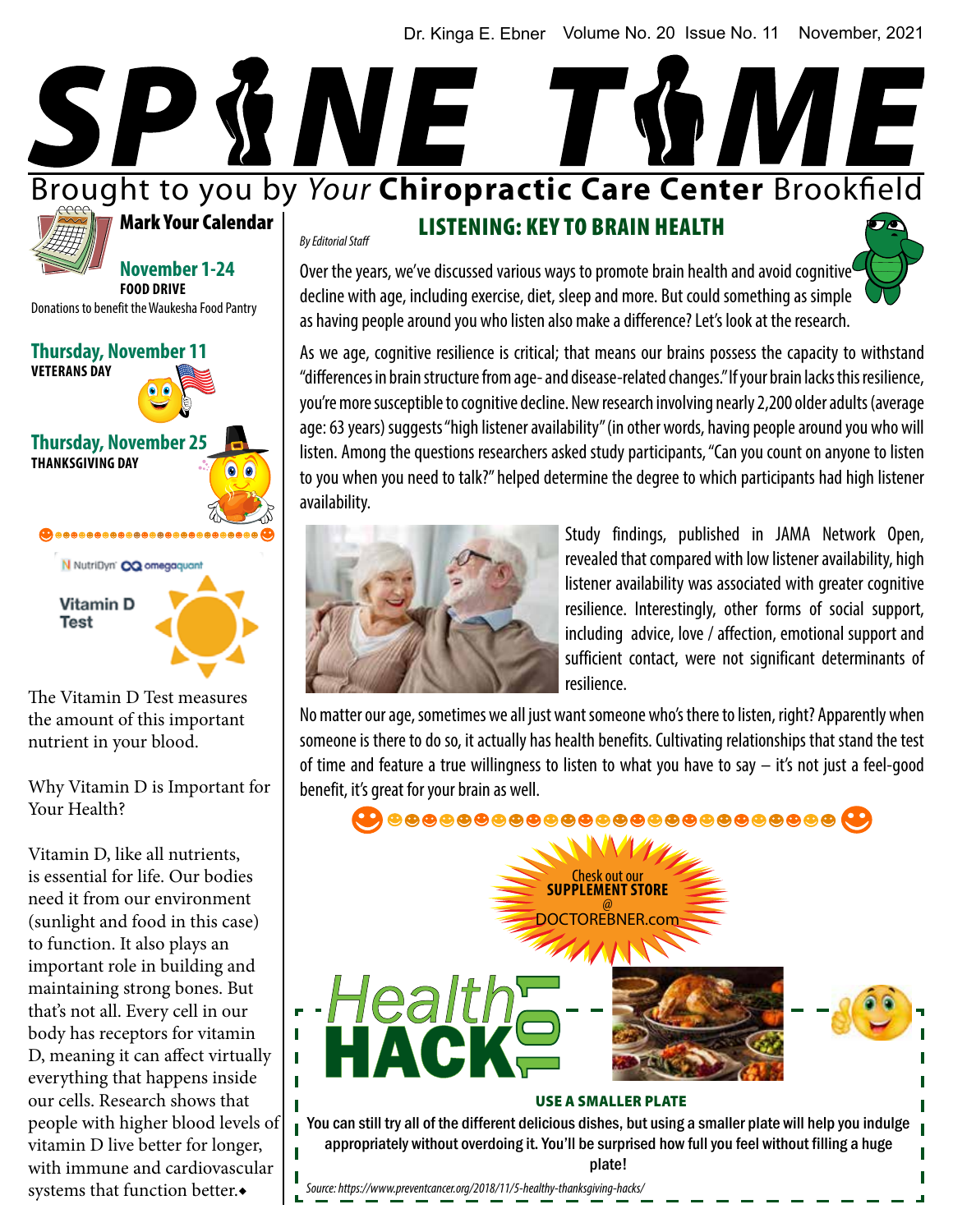Dr. Kinga E. Ebner Volume No. 20 Issue No. 11 November, 2021

# SPINE TIME

Brought to you by *Your* **Chiropractic Care Center** Brookfield

## Mark Your Calendar

**November 1-24**
**FOOD DRIVE**
Donations to benefit the Waukesha Food Pantry

**Thursday, November 11**
**VETERANS DAY**

**Thursday, November 25**
**THANKSGIVING DAY**

NutriDyn omegaquant

**Vitamin D Test**

The Vitamin D Test measures the amount of this important nutrient in your blood.

Why Vitamin D is Important for Your Health?

Vitamin D, like all nutrients, is essential for life. Our bodies need it from our environment (sunlight and food in this case) to function. It also plays an important role in building and maintaining strong bones. But that's not all. Every cell in our body has receptors for vitamin D, meaning it can affect virtually everything that happens inside our cells. Research shows that people with higher blood levels of vitamin D live better for longer, with immune and cardiovascular systems that function better.◆

## LISTENING: KEY TO BRAIN HEALTH

*By Editorial Staff*

Over the years, we've discussed various ways to promote brain health and avoid cognitive decline with age, including exercise, diet, sleep and more. But could something as simple as having people around you who listen also make a difference? Let's look at the research.

As we age, cognitive resilience is critical; that means our brains possess the capacity to withstand "differences in brain structure from age- and disease-related changes." If your brain lacks this resilience, you're more susceptible to cognitive decline. New research involving nearly 2,200 older adults (average age: 63 years) suggests "high listener availability" (in other words, having people around you who will listen. Among the questions researchers asked study participants, "Can you count on anyone to listen to you when you need to talk?" helped determine the degree to which participants had high listener availability.

Study findings, published in JAMA Network Open, revealed that compared with low listener availability, high listener availability was associated with greater cognitive resilience. Interestingly, other forms of social support, including advice, love / affection, emotional support and sufficient contact, were not significant determinants of resilience.

No matter our age, sometimes we all just want someone who's there to listen, right? Apparently when someone is there to do so, it actually has health benefits. Cultivating relationships that stand the test of time and feature a true willingness to listen to what you have to say – it's not just a feel-good benefit, it's great for your brain as well.

Check out our
**SUPPLEMENT STORE**
@
DOCTOREBNER.com

## Health HACK 101

**USE A SMALLER PLATE**

**You can still try all of the different delicious dishes, but using a smaller plate will help you indulge appropriately without overdoing it. You'll be surprised how full you feel without filling a huge plate!**

*Source: https://www.preventcancer.org/2018/11/5-healthy-thanksgiving-hacks/*